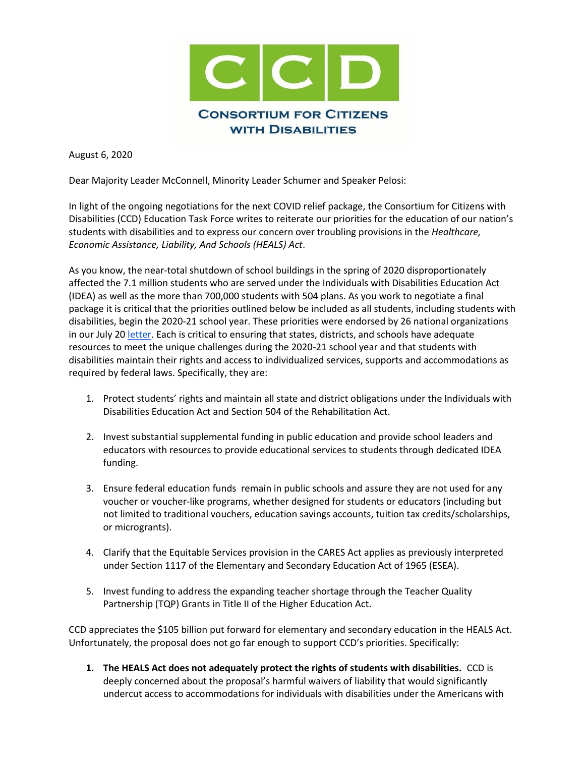# CCD

**CONSORTIUM FOR CITIZENS WITH DISABILITIES**

August 6, 2020

Dear Majority Leader McConnell, Minority Leader Schumer and Speaker Pelosi:

In light of the ongoing negotiations for the next COVID relief package, the Consortium for Citizens with Disabilities (CCD) Education Task Force writes to reiterate our priorities for the education of our nation's students with disabilities and to express our concern over troubling provisions in the *Healthcare, Economic Assistance, Liability, And Schools (HEALS) Act*.

As you know, the near-total shutdown of school buildings in the spring of 2020 disproportionately affected the 7.1 million students who are served under the Individuals with Disabilities Education Act (IDEA) as well as the more than 700,000 students with 504 plans. As you work to negotiate a final package it is critical that the priorities outlined below be included as all students, including students with disabilities, begin the 2020-21 school year. These priorities were endorsed by 26 national organizations in our July 20 letter. Each is critical to ensuring that states, districts, and schools have adequate resources to meet the unique challenges during the 2020-21 school year and that students with disabilities maintain their rights and access to individualized services, supports and accommodations as required by federal laws. Specifically, they are:

1. Protect students' rights and maintain all state and district obligations under the Individuals with Disabilities Education Act and Section 504 of the Rehabilitation Act.

2. Invest substantial supplemental funding in public education and provide school leaders and educators with resources to provide educational services to students through dedicated IDEA funding.

3. Ensure federal education funds remain in public schools and assure they are not used for any voucher or voucher-like programs, whether designed for students or educators (including but not limited to traditional vouchers, education savings accounts, tuition tax credits/scholarships, or microgrants).

4. Clarify that the Equitable Services provision in the CARES Act applies as previously interpreted under Section 1117 of the Elementary and Secondary Education Act of 1965 (ESEA).

5. Invest funding to address the expanding teacher shortage through the Teacher Quality Partnership (TQP) Grants in Title II of the Higher Education Act.

CCD appreciates the $105 billion put forward for elementary and secondary education in the HEALS Act. Unfortunately, the proposal does not go far enough to support CCD's priorities. Specifically:

1. **The HEALS Act does not adequately protect the rights of students with disabilities.** CCD is deeply concerned about the proposal's harmful waivers of liability that would significantly undercut access to accommodations for individuals with disabilities under the Americans with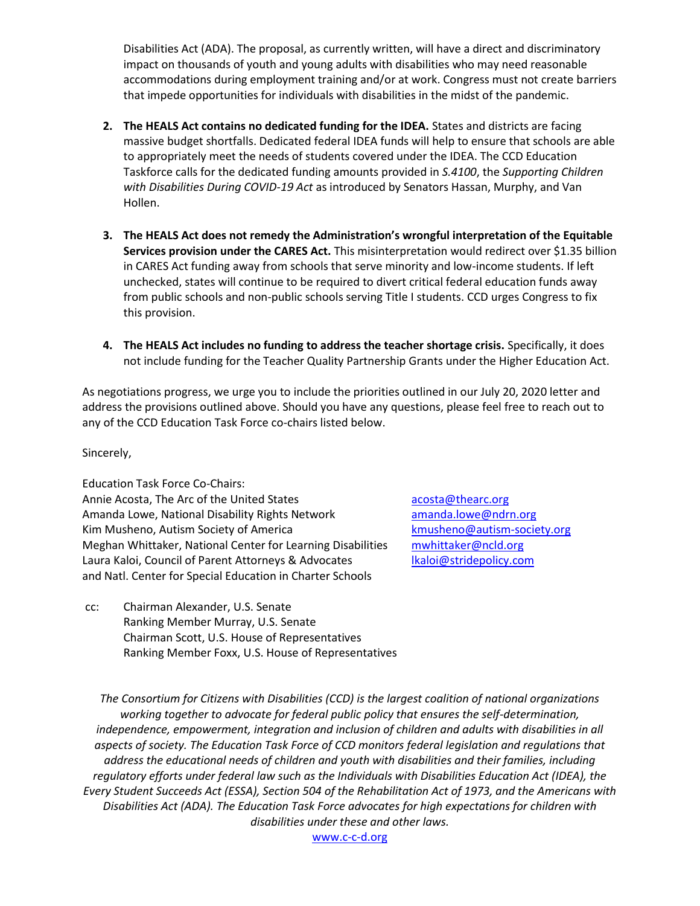Disabilities Act (ADA). The proposal, as currently written, will have a direct and discriminatory impact on thousands of youth and young adults with disabilities who may need reasonable accommodations during employment training and/or at work. Congress must not create barriers that impede opportunities for individuals with disabilities in the midst of the pandemic.

2. **The HEALS Act contains no dedicated funding for the IDEA.** States and districts are facing massive budget shortfalls. Dedicated federal IDEA funds will help to ensure that schools are able to appropriately meet the needs of students covered under the IDEA. The CCD Education Taskforce calls for the dedicated funding amounts provided in *S.4100*, the *Supporting Children with Disabilities During COVID-19 Act* as introduced by Senators Hassan, Murphy, and Van Hollen.

3. **The HEALS Act does not remedy the Administration's wrongful interpretation of the Equitable Services provision under the CARES Act.** This misinterpretation would redirect over $1.35 billion in CARES Act funding away from schools that serve minority and low-income students. If left unchecked, states will continue to be required to divert critical federal education funds away from public schools and non-public schools serving Title I students. CCD urges Congress to fix this provision.

4. **The HEALS Act includes no funding to address the teacher shortage crisis.** Specifically, it does not include funding for the Teacher Quality Partnership Grants under the Higher Education Act.

As negotiations progress, we urge you to include the priorities outlined in our July 20, 2020 letter and address the provisions outlined above. Should you have any questions, please feel free to reach out to any of the CCD Education Task Force co-chairs listed below.

Sincerely,

Education Task Force Co-Chairs:
Annie Acosta, The Arc of the United States — acosta@thearc.org
Amanda Lowe, National Disability Rights Network — amanda.lowe@ndrn.org
Kim Musheno, Autism Society of America — kmusheno@autism-society.org
Meghan Whittaker, National Center for Learning Disabilities — mwhittaker@ncld.org
Laura Kaloi, Council of Parent Attorneys & Advocates and Natl. Center for Special Education in Charter Schools — lkaloi@stridepolicy.com

cc: Chairman Alexander, U.S. Senate
Ranking Member Murray, U.S. Senate
Chairman Scott, U.S. House of Representatives
Ranking Member Foxx, U.S. House of Representatives

*The Consortium for Citizens with Disabilities (CCD) is the largest coalition of national organizations working together to advocate for federal public policy that ensures the self-determination, independence, empowerment, integration and inclusion of children and adults with disabilities in all aspects of society. The Education Task Force of CCD monitors federal legislation and regulations that address the educational needs of children and youth with disabilities and their families, including regulatory efforts under federal law such as the Individuals with Disabilities Education Act (IDEA), the Every Student Succeeds Act (ESSA), Section 504 of the Rehabilitation Act of 1973, and the Americans with Disabilities Act (ADA). The Education Task Force advocates for high expectations for children with disabilities under these and other laws.*

www.c-c-d.org